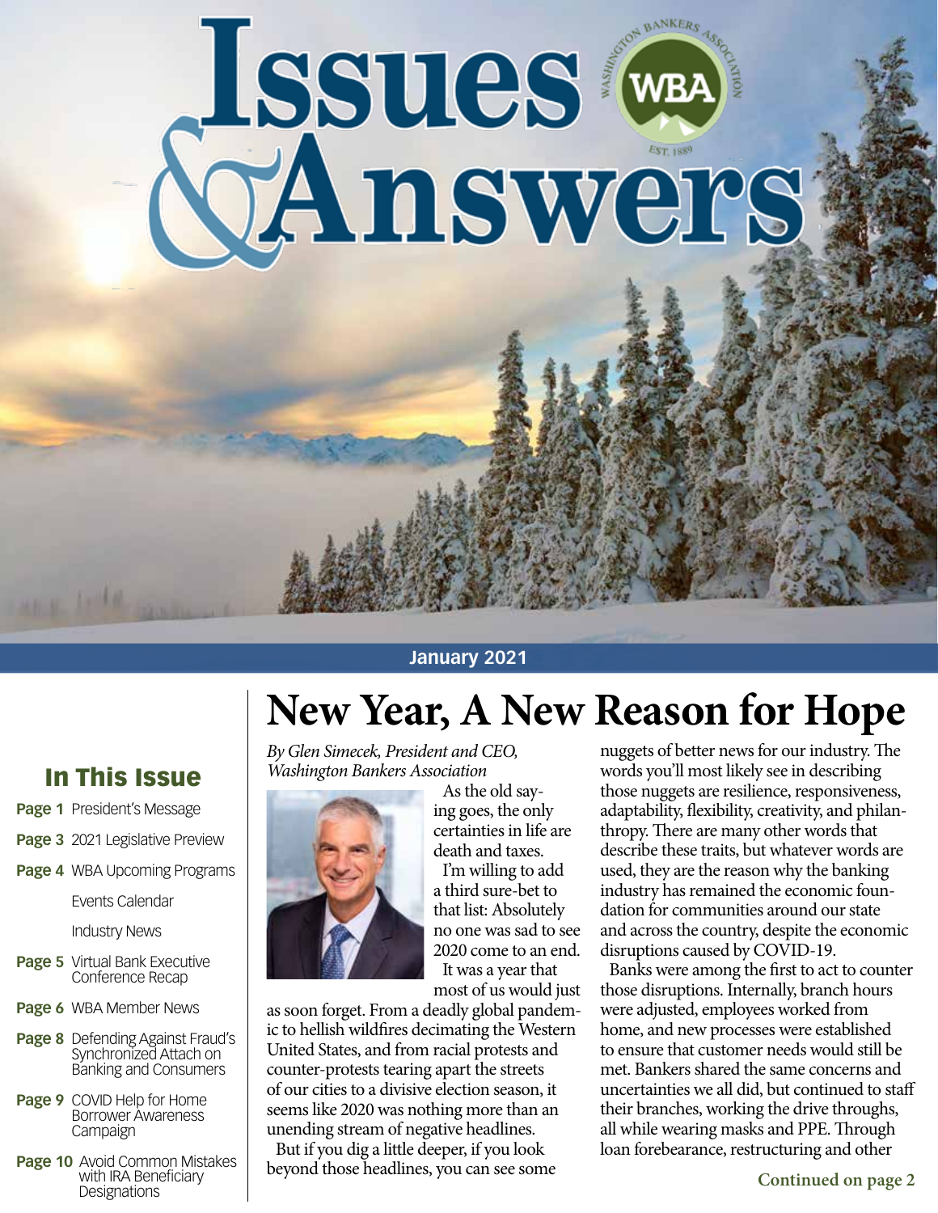# Issues & Answers

January 2021

## In This Issue

**Page 1** President's Message

**Page 3** 2021 Legislative Preview

**Page 4** WBA Upcoming Programs

Events Calendar

Industry News

**Page 5** Virtual Bank Executive Conference Recap

**Page 6** WBA Member News

**Page 8** Defending Against Fraud's Synchronized Attach on Banking and Consumers

**Page 9** COVID Help for Home Borrower Awareness Campaign

**Page 10** Avoid Common Mistakes with IRA Beneficiary Designations

# New Year, A New Reason for Hope

*By Glen Simecek, President and CEO, Washington Bankers Association*

As the old saying goes, the only certainties in life are death and taxes.

I'm willing to add a third sure-bet to that list: Absolutely no one was sad to see 2020 come to an end.

It was a year that most of us would just as soon forget. From a deadly global pandemic to hellish wildfires decimating the Western United States, and from racial protests and counter-protests tearing apart the streets of our cities to a divisive election season, it seems like 2020 was nothing more than an unending stream of negative headlines.

But if you dig a little deeper, if you look beyond those headlines, you can see some nuggets of better news for our industry. The words you'll most likely see in describing those nuggets are resilience, responsiveness, adaptability, flexibility, creativity, and philanthropy. There are many other words that describe these traits, but whatever words are used, they are the reason why the banking industry has remained the economic foundation for communities around our state and across the country, despite the economic disruptions caused by COVID-19.

Banks were among the first to act to counter those disruptions. Internally, branch hours were adjusted, employees worked from home, and new processes were established to ensure that customer needs would still be met. Bankers shared the same concerns and uncertainties we all did, but continued to staff their branches, working the drive throughs, all while wearing masks and PPE. Through loan forebearance, restructuring and other

**Continued on page 2**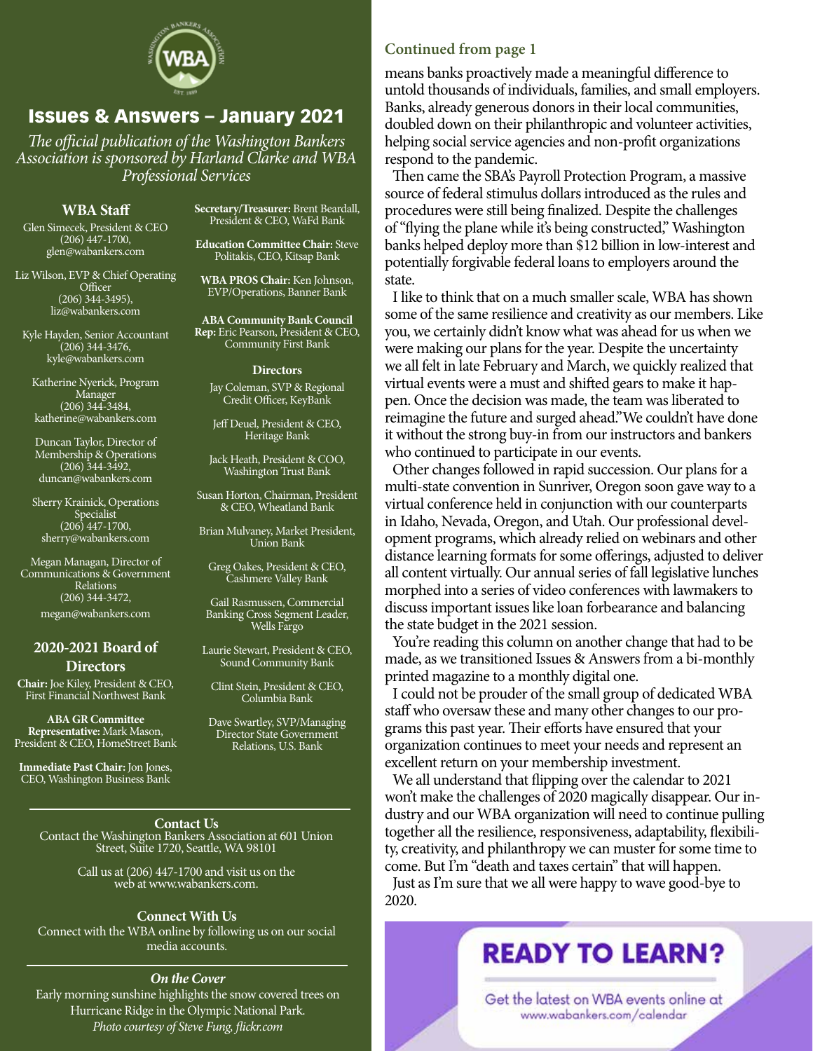# Issues & Answers – January 2021

*The official publication of the Washington Bankers Association is sponsored by Harland Clarke and WBA Professional Services*

### WBA Staff

Glen Simecek, President & CEO
(206) 447-1700,
glen@wabankers.com

Liz Wilson, EVP & Chief Operating Officer
(206) 344-3495),
liz@wabankers.com

Kyle Hayden, Senior Accountant
(206) 344-3476,
kyle@wabankers.com

Katherine Nyerick, Program Manager
(206) 344-3484,
katherine@wabankers.com

Duncan Taylor, Director of Membership & Operations
(206) 344-3492,
duncan@wabankers.com

Sherry Krainick, Operations Specialist
(206) 447-1700,
sherry@wabankers.com

Megan Managan, Director of Communications & Government Relations
(206) 344-3472,
megan@wabankers.com

### 2020-2021 Board of Directors

**Chair:** Joe Kiley, President & CEO, First Financial Northwest Bank

**ABA GR Committee Representative:** Mark Mason, President & CEO, HomeStreet Bank

**Immediate Past Chair:** Jon Jones, CEO, Washington Business Bank

**Secretary/Treasurer:** Brent Beardall, President & CEO, WaFd Bank

**Education Committee Chair:** Steve Politakis, CEO, Kitsap Bank

**WBA PROS Chair:** Ken Johnson, EVP/Operations, Banner Bank

**ABA Community Bank Council Rep:** Eric Pearson, President & CEO, Community First Bank

**Directors**

Jay Coleman, SVP & Regional Credit Officer, KeyBank

Jeff Deuel, President & CEO, Heritage Bank

Jack Heath, President & COO, Washington Trust Bank

Susan Horton, Chairman, President & CEO, Wheatland Bank

Brian Mulvaney, Market President, Union Bank

Greg Oakes, President & CEO, Cashmere Valley Bank

Gail Rasmussen, Commercial Banking Cross Segment Leader, Wells Fargo

Laurie Stewart, President & CEO, Sound Community Bank

Clint Stein, President & CEO, Columbia Bank

Dave Swartley, SVP/Managing Director State Government Relations, U.S. Bank

**Contact Us**

Contact the Washington Bankers Association at 601 Union Street, Suite 1720, Seattle, WA 98101

Call us at (206) 447-1700 and visit us on the web at www.wabankers.com.

**Connect With Us**

Connect with the WBA online by following us on our social media accounts.

***On the Cover***

Early morning sunshine highlights the snow covered trees on Hurricane Ridge in the Olympic National Park.
*Photo courtesy of Steve Fung, flickr.com*

**Continued from page 1**

means banks proactively made a meaningful difference to untold thousands of individuals, families, and small employers. Banks, already generous donors in their local communities, doubled down on their philanthropic and volunteer activities, helping social service agencies and non-profit organizations respond to the pandemic.

Then came the SBA's Payroll Protection Program, a massive source of federal stimulus dollars introduced as the rules and procedures were still being finalized. Despite the challenges of "flying the plane while it's being constructed," Washington banks helped deploy more than $12 billion in low-interest and potentially forgivable federal loans to employers around the state.

I like to think that on a much smaller scale, WBA has shown some of the same resilience and creativity as our members. Like you, we certainly didn't know what was ahead for us when we were making our plans for the year. Despite the uncertainty we all felt in late February and March, we quickly realized that virtual events were a must and shifted gears to make it happen. Once the decision was made, the team was liberated to reimagine the future and surged ahead."We couldn't have done it without the strong buy-in from our instructors and bankers who continued to participate in our events.

Other changes followed in rapid succession. Our plans for a multi-state convention in Sunriver, Oregon soon gave way to a virtual conference held in conjunction with our counterparts in Idaho, Nevada, Oregon, and Utah. Our professional development programs, which already relied on webinars and other distance learning formats for some offerings, adjusted to deliver all content virtually. Our annual series of fall legislative lunches morphed into a series of video conferences with lawmakers to discuss important issues like loan forbearance and balancing the state budget in the 2021 session.

You're reading this column on another change that had to be made, as we transitioned Issues & Answers from a bi-monthly printed magazine to a monthly digital one.

I could not be prouder of the small group of dedicated WBA staff who oversaw these and many other changes to our programs this past year. Their efforts have ensured that your organization continues to meet your needs and represent an excellent return on your membership investment.

We all understand that flipping over the calendar to 2021 won't make the challenges of 2020 magically disappear. Our industry and our WBA organization will need to continue pulling together all the resilience, responsiveness, adaptability, flexibility, creativity, and philanthropy we can muster for some time to come. But I'm "death and taxes certain" that will happen.

Just as I'm sure that we all were happy to wave good-bye to 2020.

**READY TO LEARN?**

Get the latest on WBA events online at www.wabankers.com/calendar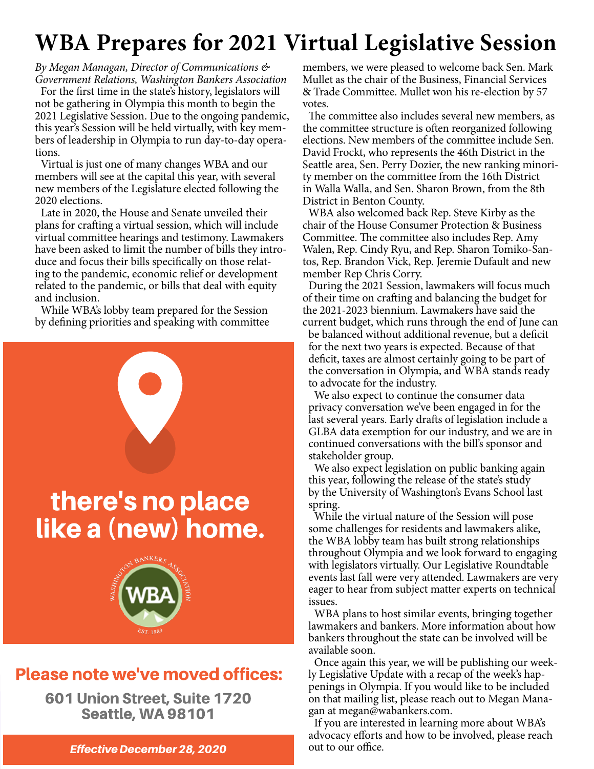# WBA Prepares for 2021 Virtual Legislative Session

*By Megan Managan, Director of Communications & Government Relations, Washington Bankers Association*

For the first time in the state's history, legislators will not be gathering in Olympia this month to begin the 2021 Legislative Session. Due to the ongoing pandemic, this year's Session will be held virtually, with key members of leadership in Olympia to run day-to-day operations.

Virtual is just one of many changes WBA and our members will see at the capital this year, with several new members of the Legislature elected following the 2020 elections.

Late in 2020, the House and Senate unveiled their plans for crafting a virtual session, which will include virtual committee hearings and testimony. Lawmakers have been asked to limit the number of bills they introduce and focus their bills specifically on those relating to the pandemic, economic relief or development related to the pandemic, or bills that deal with equity and inclusion.

While WBA's lobby team prepared for the Session by defining priorities and speaking with committee members, we were pleased to welcome back Sen. Mark Mullet as the chair of the Business, Financial Services & Trade Committee. Mullet won his re-election by 57 votes.

The committee also includes several new members, as the committee structure is often reorganized following elections. New members of the committee include Sen. David Frockt, who represents the 46th District in the Seattle area, Sen. Perry Dozier, the new ranking minority member on the committee from the 16th District in Walla Walla, and Sen. Sharon Brown, from the 8th District in Benton County.

WBA also welcomed back Rep. Steve Kirby as the chair of the House Consumer Protection & Business Committee. The committee also includes Rep. Amy Walen, Rep. Cindy Ryu, and Rep. Sharon Tomiko-Santos, Rep. Brandon Vick, Rep. Jeremie Dufault and new member Rep Chris Corry.

During the 2021 Session, lawmakers will focus much of their time on crafting and balancing the budget for the 2021-2023 biennium. Lawmakers have said the current budget, which runs through the end of June can be balanced without additional revenue, but a deficit for the next two years is expected. Because of that deficit, taxes are almost certainly going to be part of the conversation in Olympia, and WBA stands ready to advocate for the industry.

We also expect to continue the consumer data privacy conversation we've been engaged in for the last several years. Early drafts of legislation include a GLBA data exemption for our industry, and we are in continued conversations with the bill's sponsor and stakeholder group.

We also expect legislation on public banking again this year, following the release of the state's study by the University of Washington's Evans School last spring.

While the virtual nature of the Session will pose some challenges for residents and lawmakers alike, the WBA lobby team has built strong relationships throughout Olympia and we look forward to engaging with legislators virtually. Our Legislative Roundtable events last fall were very attended. Lawmakers are very eager to hear from subject matter experts on technical issues.

WBA plans to host similar events, bringing together lawmakers and bankers. More information about how bankers throughout the state can be involved will be available soon.

Once again this year, we will be publishing our weekly Legislative Update with a recap of the week's happenings in Olympia. If you would like to be included on that mailing list, please reach out to Megan Managan at megan@wabankers.com.

If you are interested in learning more about WBA's advocacy efforts and how to be involved, please reach out to our office.

---

**there's no place like a (new) home.**

Washington Bankers Association — WBA — Est. 1889

**Please note we've moved offices:**

**601 Union Street, Suite 1720**
**Seattle, WA 98101**

***Effective December 28, 2020***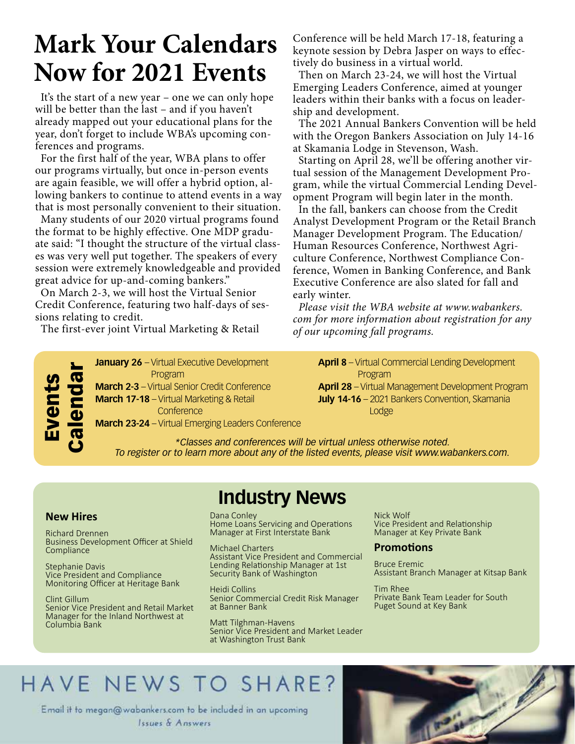# Mark Your Calendars Now for 2021 Events

It's the start of a new year – one we can only hope will be better than the last – and if you haven't already mapped out your educational plans for the year, don't forget to include WBA's upcoming conferences and programs.

For the first half of the year, WBA plans to offer our programs virtually, but once in-person events are again feasible, we will offer a hybrid option, allowing bankers to continue to attend events in a way that is most personally convenient to their situation.

Many students of our 2020 virtual programs found the format to be highly effective. One MDP graduate said: "I thought the structure of the virtual classes was very well put together. The speakers of every session were extremely knowledgeable and provided great advice for up-and-coming bankers."

On March 2-3, we will host the Virtual Senior Credit Conference, featuring two half-days of sessions relating to credit.

The first-ever joint Virtual Marketing & Retail Conference will be held March 17-18, featuring a keynote session by Debra Jasper on ways to effectively do business in a virtual world.

Then on March 23-24, we will host the Virtual Emerging Leaders Conference, aimed at younger leaders within their banks with a focus on leadership and development.

The 2021 Annual Bankers Convention will be held with the Oregon Bankers Association on July 14-16 at Skamania Lodge in Stevenson, Wash.

Starting on April 28, we'll be offering another virtual session of the Management Development Program, while the virtual Commercial Lending Development Program will begin later in the month.

In the fall, bankers can choose from the Credit Analyst Development Program or the Retail Branch Manager Development Program. The Education/Human Resources Conference, Northwest Agriculture Conference, Northwest Compliance Conference, Women in Banking Conference, and Bank Executive Conference are also slated for fall and early winter.

*Please visit the WBA website at www.wabankers.com for more information about registration for any of our upcoming fall programs.*

## Events Calendar

**January 26** – Virtual Executive Development Program
**March 2-3** – Virtual Senior Credit Conference
**March 17-18** – Virtual Marketing & Retail Conference
**March 23-24** – Virtual Emerging Leaders Conference
**April 8** – Virtual Commercial Lending Development Program
**April 28** – Virtual Management Development Program
**July 14-16** – 2021 Bankers Convention, Skamania Lodge

*\*Classes and conferences will be virtual unless otherwise noted.*
*To register or to learn more about any of the listed events, please visit www.wabankers.com.*

# Industry News

### New Hires

Richard Drennen
Business Development Officer at Shield Compliance

Stephanie Davis
Vice President and Compliance Monitoring Officer at Heritage Bank

Clint Gillum
Senior Vice President and Retail Market Manager for the Inland Northwest at Columbia Bank

Dana Conley
Home Loans Servicing and Operations Manager at First Interstate Bank

Michael Charters
Assistant Vice President and Commercial Lending Relationship Manager at 1st Security Bank of Washington

Heidi Collins
Senior Commercial Credit Risk Manager at Banner Bank

Matt Tilghman-Havens
Senior Vice President and Market Leader at Washington Trust Bank

Nick Wolf
Vice President and Relationship Manager at Key Private Bank

### Promotions

Bruce Eremic
Assistant Branch Manager at Kitsap Bank

Tim Rhee
Private Bank Team Leader for South Puget Sound at Key Bank

## HAVE NEWS TO SHARE?

Email it to megan@wabankers.com to be included in an upcoming *Issues & Answers*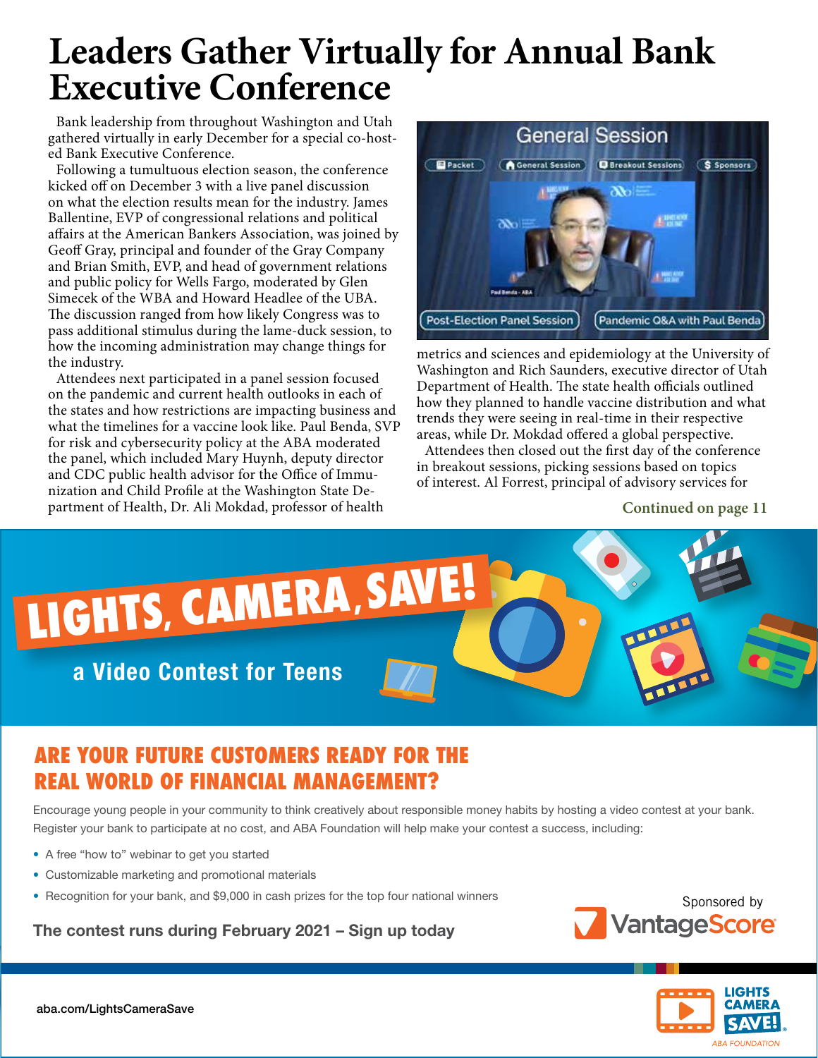# Leaders Gather Virtually for Annual Bank Executive Conference

Bank leadership from throughout Washington and Utah gathered virtually in early December for a special co-hosted Bank Executive Conference.

Following a tumultuous election season, the conference kicked off on December 3 with a live panel discussion on what the election results mean for the industry. James Ballentine, EVP of congressional relations and political affairs at the American Bankers Association, was joined by Geoff Gray, principal and founder of the Gray Company and Brian Smith, EVP, and head of government relations and public policy for Wells Fargo, moderated by Glen Simecek of the WBA and Howard Headlee of the UBA. The discussion ranged from how likely Congress was to pass additional stimulus during the lame-duck session, to how the incoming administration may change things for the industry.

Attendees next participated in a panel session focused on the pandemic and current health outlooks in each of the states and how restrictions are impacting business and what the timelines for a vaccine look like. Paul Benda, SVP for risk and cybersecurity policy at the ABA moderated the panel, which included Mary Huynh, deputy director and CDC public health advisor for the Office of Immunization and Child Profile at the Washington State Department of Health, Dr. Ali Mokdad, professor of health metrics and sciences and epidemiology at the University of Washington and Rich Saunders, executive director of Utah Department of Health. The state health officials outlined how they planned to handle vaccine distribution and what trends they were seeing in real-time in their respective areas, while Dr. Mokdad offered a global perspective.

Attendees then closed out the first day of the conference in breakout sessions, picking sessions based on topics of interest. Al Forrest, principal of advisory services for

**Continued on page 11**

# LIGHTS, CAMERA, SAVE!

## a Video Contest for Teens

## ARE YOUR FUTURE CUSTOMERS READY FOR THE REAL WORLD OF FINANCIAL MANAGEMENT?

Encourage young people in your community to think creatively about responsible money habits by hosting a video contest at your bank. Register your bank to participate at no cost, and ABA Foundation will help make your contest a success, including:

- A free "how to" webinar to get you started
- Customizable marketing and promotional materials
- Recognition for your bank, and $9,000 in cash prizes for the top four national winners

**The contest runs during February 2021 – Sign up today**

Sponsored by VantageScore

aba.com/LightsCameraSave

LIGHTS CAMERA SAVE! ABA FOUNDATION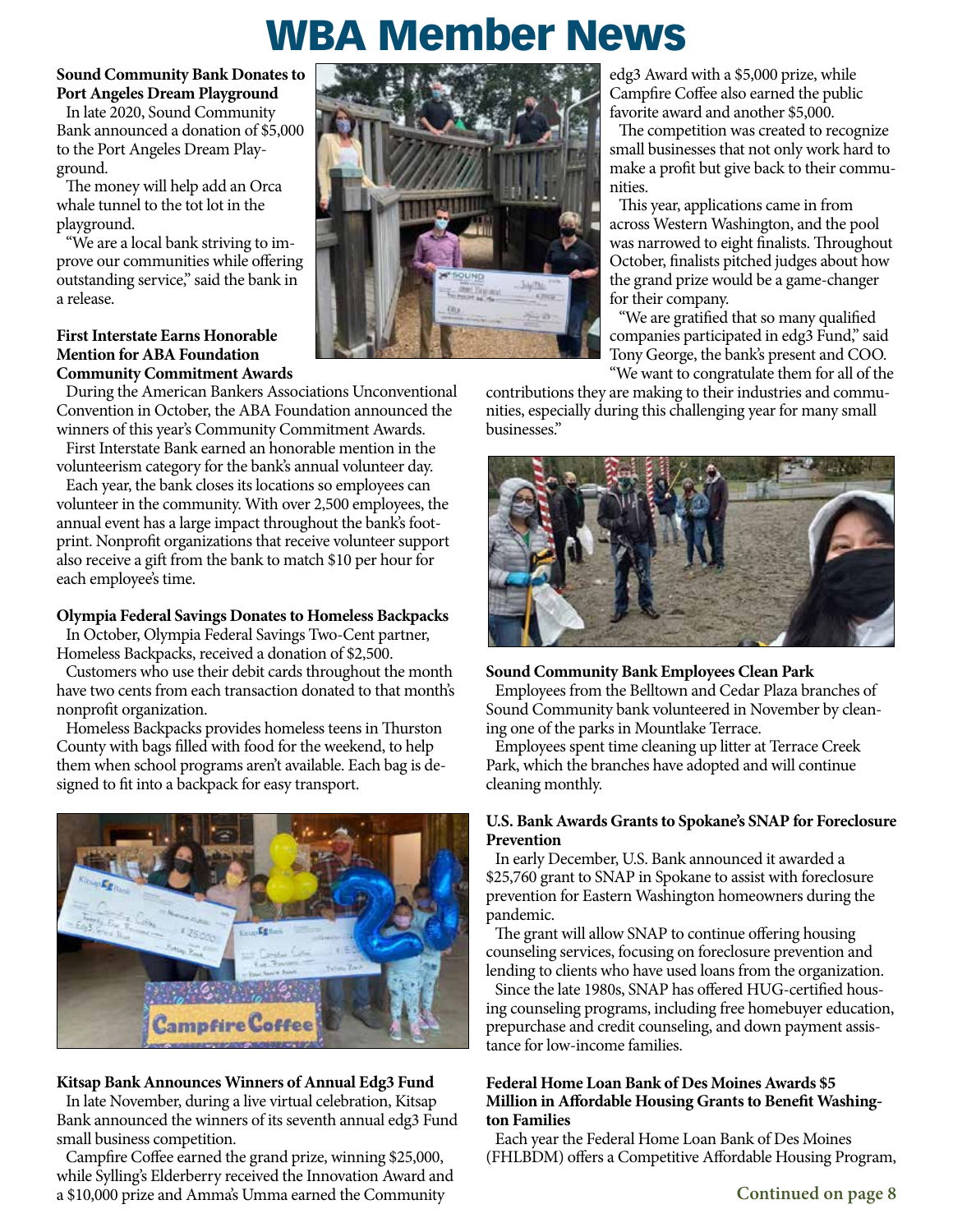# WBA Member News

**Sound Community Bank Donates to Port Angeles Dream Playground**

In late 2020, Sound Community Bank announced a donation of $5,000 to the Port Angeles Dream Playground.

The money will help add an Orca whale tunnel to the tot lot in the playground.

"We are a local bank striving to improve our communities while offering outstanding service," said the bank in a release.

**First Interstate Earns Honorable Mention for ABA Foundation Community Commitment Awards**

During the American Bankers Associations Unconventional Convention in October, the ABA Foundation announced the winners of this year's Community Commitment Awards.

First Interstate Bank earned an honorable mention in the volunteerism category for the bank's annual volunteer day.

Each year, the bank closes its locations so employees can volunteer in the community. With over 2,500 employees, the annual event has a large impact throughout the bank's footprint. Nonprofit organizations that receive volunteer support also receive a gift from the bank to match $10 per hour for each employee's time.

**Olympia Federal Savings Donates to Homeless Backpacks**

In October, Olympia Federal Savings Two-Cent partner, Homeless Backpacks, received a donation of $2,500.

Customers who use their debit cards throughout the month have two cents from each transaction donated to that month's nonprofit organization.

Homeless Backpacks provides homeless teens in Thurston County with bags filled with food for the weekend, to help them when school programs aren't available. Each bag is designed to fit into a backpack for easy transport.

**Kitsap Bank Announces Winners of Annual Edg3 Fund**

In late November, during a live virtual celebration, Kitsap Bank announced the winners of its seventh annual edg3 Fund small business competition.

Campfire Coffee earned the grand prize, winning $25,000, while Sylling's Elderberry received the Innovation Award and a $10,000 prize and Amma's Umma earned the Community edg3 Award with a $5,000 prize, while Campfire Coffee also earned the public favorite award and another $5,000.

The competition was created to recognize small businesses that not only work hard to make a profit but give back to their communities.

This year, applications came in from across Western Washington, and the pool was narrowed to eight finalists. Throughout October, finalists pitched judges about how the grand prize would be a game-changer for their company.

"We are gratified that so many qualified companies participated in edg3 Fund," said Tony George, the bank's present and COO. "We want to congratulate them for all of the contributions they are making to their industries and communities, especially during this challenging year for many small businesses."

**Sound Community Bank Employees Clean Park**

Employees from the Belltown and Cedar Plaza branches of Sound Community bank volunteered in November by cleaning one of the parks in Mountlake Terrace.

Employees spent time cleaning up litter at Terrace Creek Park, which the branches have adopted and will continue cleaning monthly.

**U.S. Bank Awards Grants to Spokane's SNAP for Foreclosure Prevention**

In early December, U.S. Bank announced it awarded a $25,760 grant to SNAP in Spokane to assist with foreclosure prevention for Eastern Washington homeowners during the pandemic.

The grant will allow SNAP to continue offering housing counseling services, focusing on foreclosure prevention and lending to clients who have used loans from the organization.

Since the late 1980s, SNAP has offered HUG-certified housing counseling programs, including free homebuyer education, prepurchase and credit counseling, and down payment assistance for low-income families.

**Federal Home Loan Bank of Des Moines Awards $5 Million in Affordable Housing Grants to Benefit Washington Families**

Each year the Federal Home Loan Bank of Des Moines (FHLBDM) offers a Competitive Affordable Housing Program,

**Continued on page 8**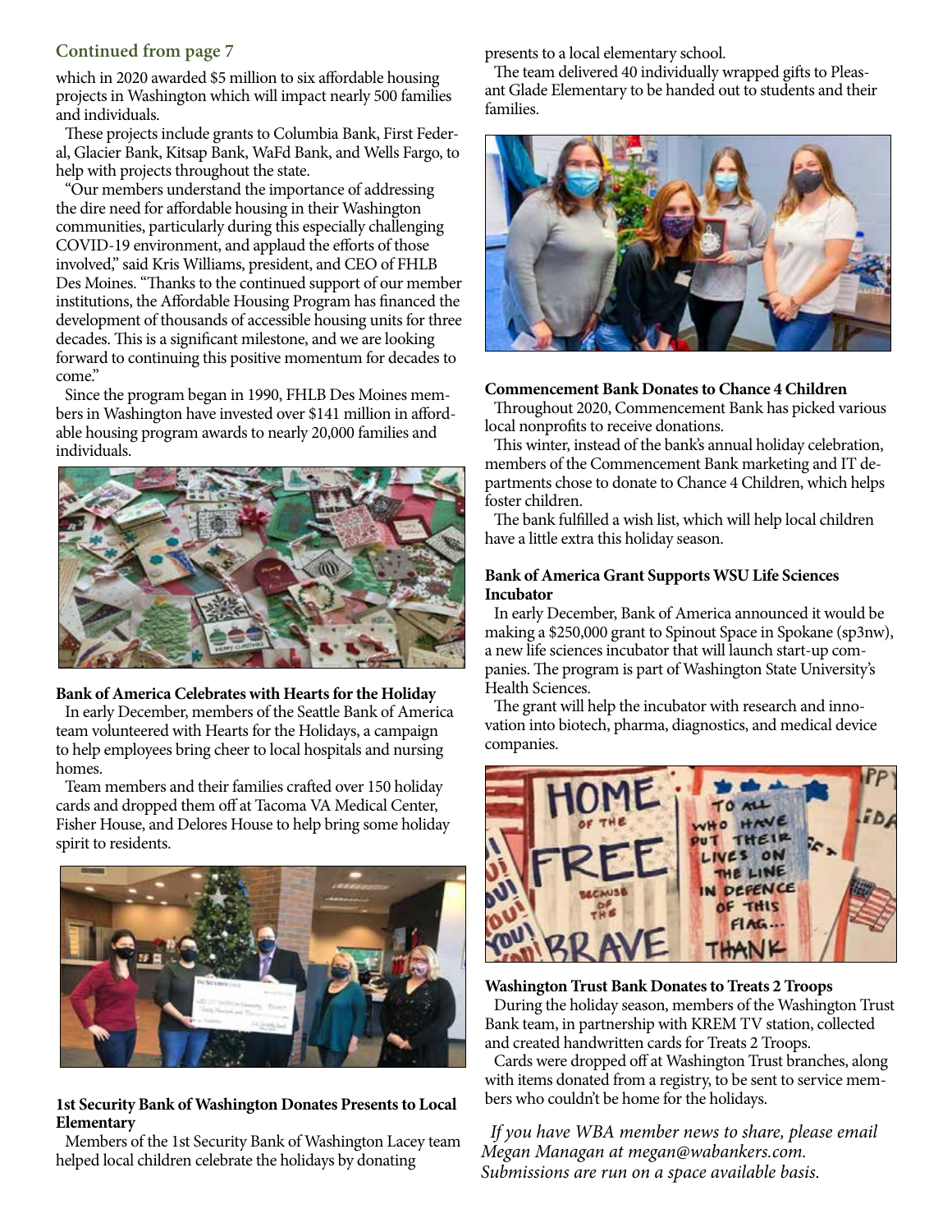**Continued from page 7**

which in 2020 awarded $5 million to six affordable housing projects in Washington which will impact nearly 500 families and individuals.

These projects include grants to Columbia Bank, First Federal, Glacier Bank, Kitsap Bank, WaFd Bank, and Wells Fargo, to help with projects throughout the state.

"Our members understand the importance of addressing the dire need for affordable housing in their Washington communities, particularly during this especially challenging COVID-19 environment, and applaud the efforts of those involved," said Kris Williams, president, and CEO of FHLB Des Moines. "Thanks to the continued support of our member institutions, the Affordable Housing Program has financed the development of thousands of accessible housing units for three decades. This is a significant milestone, and we are looking forward to continuing this positive momentum for decades to come."

Since the program began in 1990, FHLB Des Moines members in Washington have invested over $141 million in affordable housing program awards to nearly 20,000 families and individuals.

**Bank of America Celebrates with Hearts for the Holiday**

In early December, members of the Seattle Bank of America team volunteered with Hearts for the Holidays, a campaign to help employees bring cheer to local hospitals and nursing homes.

Team members and their families crafted over 150 holiday cards and dropped them off at Tacoma VA Medical Center, Fisher House, and Delores House to help bring some holiday spirit to residents.

**1st Security Bank of Washington Donates Presents to Local Elementary**

Members of the 1st Security Bank of Washington Lacey team helped local children celebrate the holidays by donating presents to a local elementary school.

The team delivered 40 individually wrapped gifts to Pleasant Glade Elementary to be handed out to students and their families.

**Commencement Bank Donates to Chance 4 Children**

Throughout 2020, Commencement Bank has picked various local nonprofits to receive donations.

This winter, instead of the bank's annual holiday celebration, members of the Commencement Bank marketing and IT departments chose to donate to Chance 4 Children, which helps foster children.

The bank fulfilled a wish list, which will help local children have a little extra this holiday season.

**Bank of America Grant Supports WSU Life Sciences Incubator**

In early December, Bank of America announced it would be making a $250,000 grant to Spinout Space in Spokane (sp3nw), a new life sciences incubator that will launch start-up companies. The program is part of Washington State University's Health Sciences.

The grant will help the incubator with research and innovation into biotech, pharma, diagnostics, and medical device companies.

**Washington Trust Bank Donates to Treats 2 Troops**

During the holiday season, members of the Washington Trust Bank team, in partnership with KREM TV station, collected and created handwritten cards for Treats 2 Troops.

Cards were dropped off at Washington Trust branches, along with items donated from a registry, to be sent to service members who couldn't be home for the holidays.

*If you have WBA member news to share, please email Megan Managan at megan@wabankers.com. Submissions are run on a space available basis.*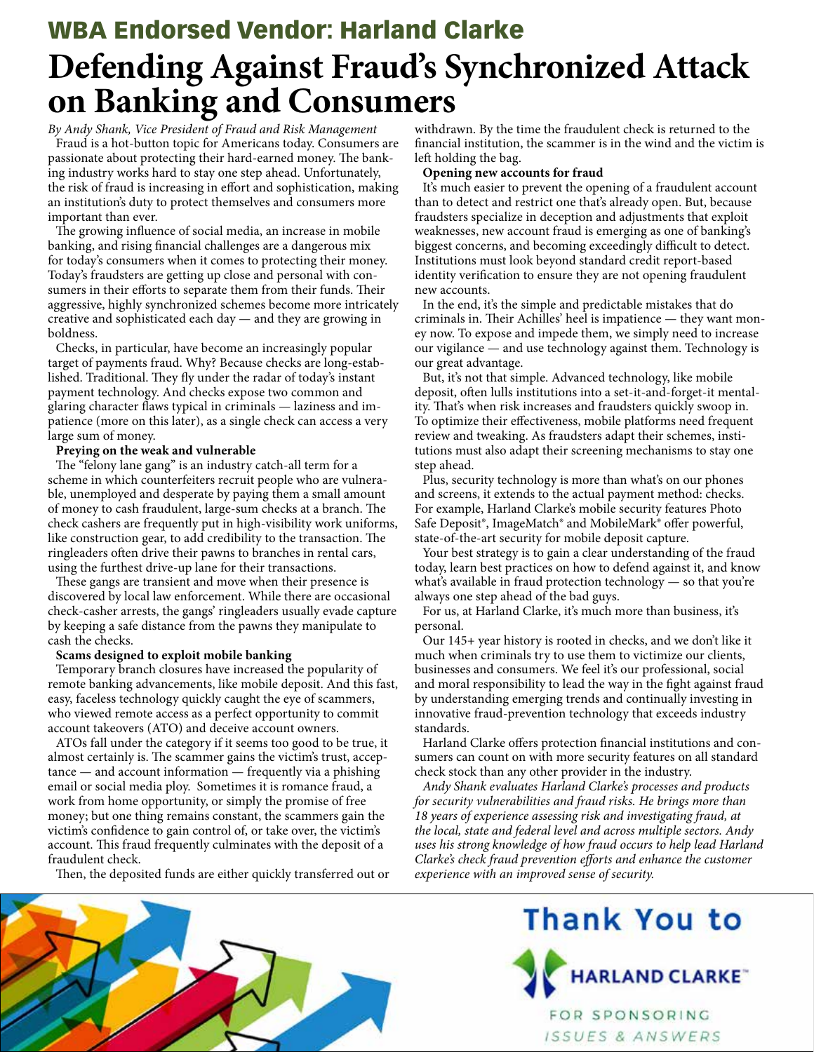# WBA Endorsed Vendor: Harland Clarke

# Defending Against Fraud's Synchronized Attack on Banking and Consumers

*By Andy Shank, Vice President of Fraud and Risk Management*

Fraud is a hot-button topic for Americans today. Consumers are passionate about protecting their hard-earned money. The banking industry works hard to stay one step ahead. Unfortunately, the risk of fraud is increasing in effort and sophistication, making an institution's duty to protect themselves and consumers more important than ever.

The growing influence of social media, an increase in mobile banking, and rising financial challenges are a dangerous mix for today's consumers when it comes to protecting their money. Today's fraudsters are getting up close and personal with consumers in their efforts to separate them from their funds. Their aggressive, highly synchronized schemes become more intricately creative and sophisticated each day — and they are growing in boldness.

Checks, in particular, have become an increasingly popular target of payments fraud. Why? Because checks are long-established. Traditional. They fly under the radar of today's instant payment technology. And checks expose two common and glaring character flaws typical in criminals — laziness and impatience (more on this later), as a single check can access a very large sum of money.

**Preying on the weak and vulnerable**

The "felony lane gang" is an industry catch-all term for a scheme in which counterfeiters recruit people who are vulnerable, unemployed and desperate by paying them a small amount of money to cash fraudulent, large-sum checks at a branch. The check cashers are frequently put in high-visibility work uniforms, like construction gear, to add credibility to the transaction. The ringleaders often drive their pawns to branches in rental cars, using the furthest drive-up lane for their transactions.

These gangs are transient and move when their presence is discovered by local law enforcement. While there are occasional check-casher arrests, the gangs' ringleaders usually evade capture by keeping a safe distance from the pawns they manipulate to cash the checks.

**Scams designed to exploit mobile banking**

Temporary branch closures have increased the popularity of remote banking advancements, like mobile deposit. And this fast, easy, faceless technology quickly caught the eye of scammers, who viewed remote access as a perfect opportunity to commit account takeovers (ATO) and deceive account owners.

ATOs fall under the category if it seems too good to be true, it almost certainly is. The scammer gains the victim's trust, acceptance — and account information — frequently via a phishing email or social media ploy. Sometimes it is romance fraud, a work from home opportunity, or simply the promise of free money; but one thing remains constant, the scammers gain the victim's confidence to gain control of, or take over, the victim's account. This fraud frequently culminates with the deposit of a fraudulent check.

Then, the deposited funds are either quickly transferred out or withdrawn. By the time the fraudulent check is returned to the financial institution, the scammer is in the wind and the victim is left holding the bag.

**Opening new accounts for fraud**

It's much easier to prevent the opening of a fraudulent account than to detect and restrict one that's already open. But, because fraudsters specialize in deception and adjustments that exploit weaknesses, new account fraud is emerging as one of banking's biggest concerns, and becoming exceedingly difficult to detect. Institutions must look beyond standard credit report-based identity verification to ensure they are not opening fraudulent new accounts.

In the end, it's the simple and predictable mistakes that do criminals in. Their Achilles' heel is impatience — they want money now. To expose and impede them, we simply need to increase our vigilance — and use technology against them. Technology is our great advantage.

But, it's not that simple. Advanced technology, like mobile deposit, often lulls institutions into a set-it-and-forget-it mentality. That's when risk increases and fraudsters quickly swoop in. To optimize their effectiveness, mobile platforms need frequent review and tweaking. As fraudsters adapt their schemes, institutions must also adapt their screening mechanisms to stay one step ahead.

Plus, security technology is more than what's on our phones and screens, it extends to the actual payment method: checks. For example, Harland Clarke's mobile security features Photo Safe Deposit®, ImageMatch® and MobileMark® offer powerful, state-of-the-art security for mobile deposit capture.

Your best strategy is to gain a clear understanding of the fraud today, learn best practices on how to defend against it, and know what's available in fraud protection technology — so that you're always one step ahead of the bad guys.

For us, at Harland Clarke, it's much more than business, it's personal.

Our 145+ year history is rooted in checks, and we don't like it much when criminals try to use them to victimize our clients, businesses and consumers. We feel it's our professional, social and moral responsibility to lead the way in the fight against fraud by understanding emerging trends and continually investing in innovative fraud-prevention technology that exceeds industry standards.

Harland Clarke offers protection financial institutions and consumers can count on with more security features on all standard check stock than any other provider in the industry.

*Andy Shank evaluates Harland Clarke's processes and products for security vulnerabilities and fraud risks. He brings more than 18 years of experience assessing risk and investigating fraud, at the local, state and federal level and across multiple sectors. Andy uses his strong knowledge of how fraud occurs to help lead Harland Clarke's check fraud prevention efforts and enhance the customer experience with an improved sense of security.*

**Thank You to**

**HARLAND CLARKE™**

FOR SPONSORING

*ISSUES & ANSWERS*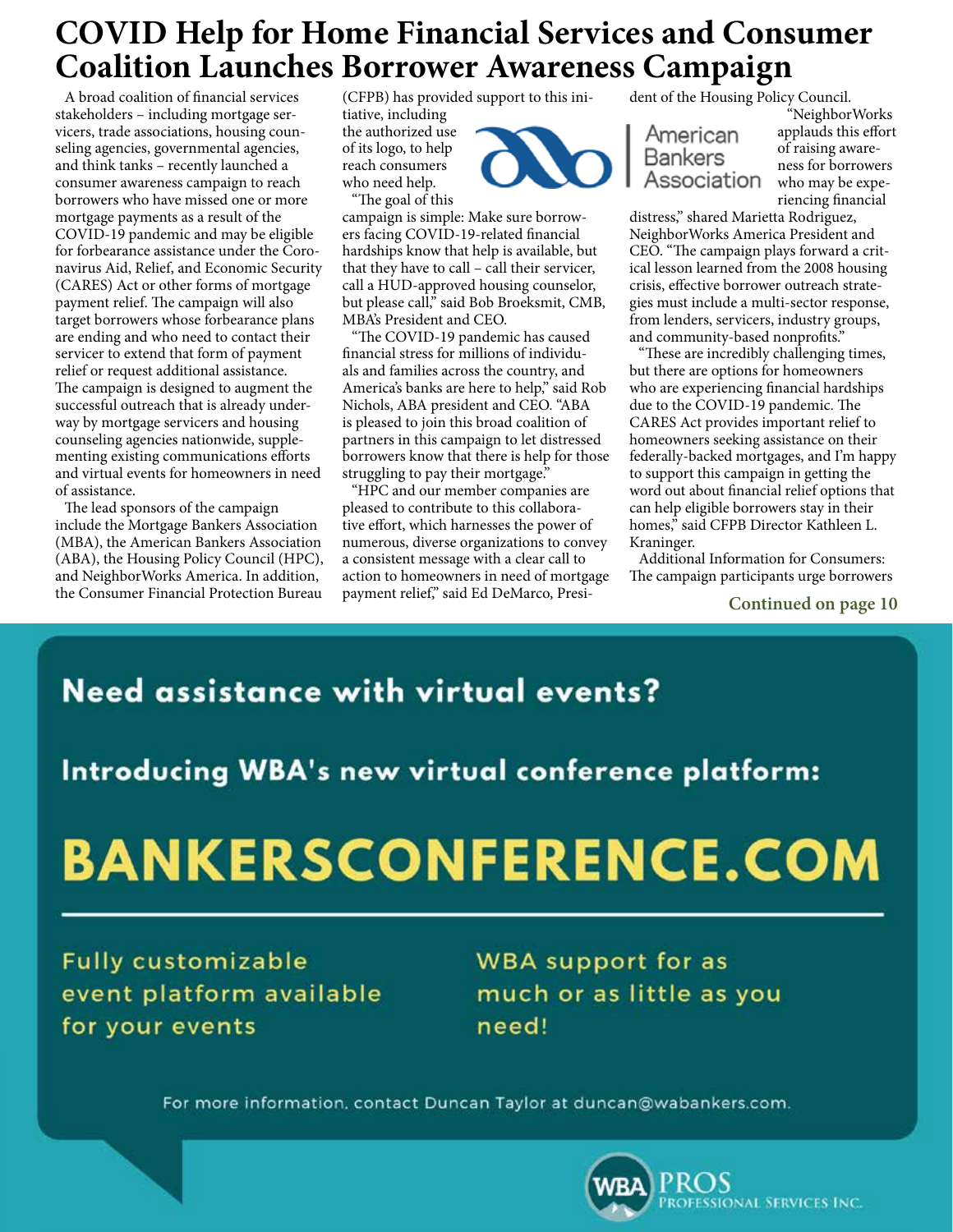# COVID Help for Home Financial Services and Consumer Coalition Launches Borrower Awareness Campaign

A broad coalition of financial services stakeholders – including mortgage servicers, trade associations, housing counseling agencies, governmental agencies, and think tanks – recently launched a consumer awareness campaign to reach borrowers who have missed one or more mortgage payments as a result of the COVID-19 pandemic and may be eligible for forbearance assistance under the Coronavirus Aid, Relief, and Economic Security (CARES) Act or other forms of mortgage payment relief. The campaign will also target borrowers whose forbearance plans are ending and who need to contact their servicer to extend that form of payment relief or request additional assistance. The campaign is designed to augment the successful outreach that is already underway by mortgage servicers and housing counseling agencies nationwide, supplementing existing communications efforts and virtual events for homeowners in need of assistance.

The lead sponsors of the campaign include the Mortgage Bankers Association (MBA), the American Bankers Association (ABA), the Housing Policy Council (HPC), and NeighborWorks America. In addition, the Consumer Financial Protection Bureau (CFPB) has provided support to this initiative, including the authorized use of its logo, to help reach consumers who need help.

"The goal of this campaign is simple: Make sure borrowers facing COVID-19-related financial hardships know that help is available, but that they have to call – call their servicer, call a HUD-approved housing counselor, but please call," said Bob Broeksmit, CMB, MBA's President and CEO.

"The COVID-19 pandemic has caused financial stress for millions of individuals and families across the country, and America's banks are here to help," said Rob Nichols, ABA president and CEO. "ABA is pleased to join this broad coalition of partners in this campaign to let distressed borrowers know that there is help for those struggling to pay their mortgage."

"HPC and our member companies are pleased to contribute to this collaborative effort, which harnesses the power of numerous, diverse organizations to convey a consistent message with a clear call to action to homeowners in need of mortgage payment relief," said Ed DeMarco, President of the Housing Policy Council.

"NeighborWorks applauds this effort of raising awareness for borrowers who may be experiencing financial distress," shared Marietta Rodriguez, NeighborWorks America President and CEO. "The campaign plays forward a critical lesson learned from the 2008 housing crisis, effective borrower outreach strategies must include a multi-sector response, from lenders, servicers, industry groups, and community-based nonprofits."

"These are incredibly challenging times, but there are options for homeowners who are experiencing financial hardships due to the COVID-19 pandemic. The CARES Act provides important relief to homeowners seeking assistance on their federally-backed mortgages, and I'm happy to support this campaign in getting the word out about financial relief options that can help eligible borrowers stay in their homes," said CFPB Director Kathleen L. Kraninger.

Additional Information for Consumers: The campaign participants urge borrowers

**Continued on page 10**

---

**Need assistance with virtual events?**

**Introducing WBA's new virtual conference platform:**

**BANKERSCONFERENCE.COM**

Fully customizable event platform available for your events

WBA support for as much or as little as you need!

For more information, contact Duncan Taylor at duncan@wabankers.com.

WBA PROS Professional Services Inc.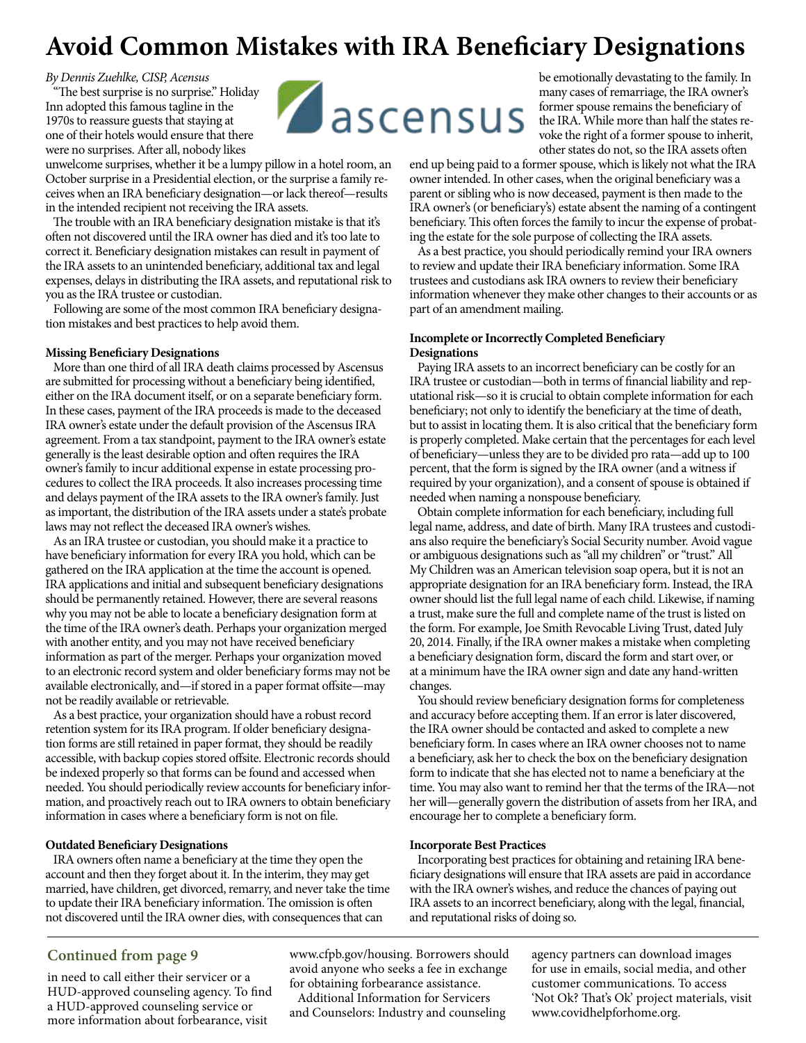# Avoid Common Mistakes with IRA Beneficiary Designations

*By Dennis Zuehlke, CISP, Ascensus*

"The best surprise is no surprise." Holiday Inn adopted this famous tagline in the 1970s to reassure guests that staying at one of their hotels would ensure that there were no surprises. After all, nobody likes unwelcome surprises, whether it be a lumpy pillow in a hotel room, an October surprise in a Presidential election, or the surprise a family receives when an IRA beneficiary designation—or lack thereof—results in the intended recipient not receiving the IRA assets.

The trouble with an IRA beneficiary designation mistake is that it's often not discovered until the IRA owner has died and it's too late to correct it. Beneficiary designation mistakes can result in payment of the IRA assets to an unintended beneficiary, additional tax and legal expenses, delays in distributing the IRA assets, and reputational risk to you as the IRA trustee or custodian.

Following are some of the most common IRA beneficiary designation mistakes and best practices to help avoid them.

**Missing Beneficiary Designations**

More than one third of all IRA death claims processed by Ascensus are submitted for processing without a beneficiary being identified, either on the IRA document itself, or on a separate beneficiary form. In these cases, payment of the IRA proceeds is made to the deceased IRA owner's estate under the default provision of the Ascensus IRA agreement. From a tax standpoint, payment to the IRA owner's estate generally is the least desirable option and often requires the IRA owner's family to incur additional expense in estate processing procedures to collect the IRA proceeds. It also increases processing time and delays payment of the IRA assets to the IRA owner's family. Just as important, the distribution of the IRA assets under a state's probate laws may not reflect the deceased IRA owner's wishes.

As an IRA trustee or custodian, you should make it a practice to have beneficiary information for every IRA you hold, which can be gathered on the IRA application at the time the account is opened. IRA applications and initial and subsequent beneficiary designations should be permanently retained. However, there are several reasons why you may not be able to locate a beneficiary designation form at the time of the IRA owner's death. Perhaps your organization merged with another entity, and you may not have received beneficiary information as part of the merger. Perhaps your organization moved to an electronic record system and older beneficiary forms may not be available electronically, and—if stored in a paper format offsite—may not be readily available or retrievable.

As a best practice, your organization should have a robust record retention system for its IRA program. If older beneficiary designation forms are still retained in paper format, they should be readily accessible, with backup copies stored offsite. Electronic records should be indexed properly so that forms can be found and accessed when needed. You should periodically review accounts for beneficiary information, and proactively reach out to IRA owners to obtain beneficiary information in cases where a beneficiary form is not on file.

**Outdated Beneficiary Designations**

IRA owners often name a beneficiary at the time they open the account and then they forget about it. In the interim, they may get married, have children, get divorced, remarry, and never take the time to update their IRA beneficiary information. The omission is often not discovered until the IRA owner dies, with consequences that can be emotionally devastating to the family. In many cases of remarriage, the IRA owner's former spouse remains the beneficiary of the IRA. While more than half the states revoke the right of a former spouse to inherit, other states do not, so the IRA assets often end up being paid to a former spouse, which is likely not what the IRA owner intended. In other cases, when the original beneficiary was a parent or sibling who is now deceased, payment is then made to the IRA owner's (or beneficiary's) estate absent the naming of a contingent beneficiary. This often forces the family to incur the expense of probating the estate for the sole purpose of collecting the IRA assets.

As a best practice, you should periodically remind your IRA owners to review and update their IRA beneficiary information. Some IRA trustees and custodians ask IRA owners to review their beneficiary information whenever they make other changes to their accounts or as part of an amendment mailing.

**Incomplete or Incorrectly Completed Beneficiary Designations**

Paying IRA assets to an incorrect beneficiary can be costly for an IRA trustee or custodian—both in terms of financial liability and reputational risk—so it is crucial to obtain complete information for each beneficiary; not only to identify the beneficiary at the time of death, but to assist in locating them. It is also critical that the beneficiary form is properly completed. Make certain that the percentages for each level of beneficiary—unless they are to be divided pro rata—add up to 100 percent, that the form is signed by the IRA owner (and a witness if required by your organization), and a consent of spouse is obtained if needed when naming a nonspouse beneficiary.

Obtain complete information for each beneficiary, including full legal name, address, and date of birth. Many IRA trustees and custodians also require the beneficiary's Social Security number. Avoid vague or ambiguous designations such as "all my children" or "trust." All My Children was an American television soap opera, but it is not an appropriate designation for an IRA beneficiary form. Instead, the IRA owner should list the full legal name of each child. Likewise, if naming a trust, make sure the full and complete name of the trust is listed on the form. For example, Joe Smith Revocable Living Trust, dated July 20, 2014. Finally, if the IRA owner makes a mistake when completing a beneficiary designation form, discard the form and start over, or at a minimum have the IRA owner sign and date any hand-written changes.

You should review beneficiary designation forms for completeness and accuracy before accepting them. If an error is later discovered, the IRA owner should be contacted and asked to complete a new beneficiary form. In cases where an IRA owner chooses not to name a beneficiary, ask her to check the box on the beneficiary designation form to indicate that she has elected not to name a beneficiary at the time. You may also want to remind her that the terms of the IRA—not her will—generally govern the distribution of assets from her IRA, and encourage her to complete a beneficiary form.

**Incorporate Best Practices**

Incorporating best practices for obtaining and retaining IRA beneficiary designations will ensure that IRA assets are paid in accordance with the IRA owner's wishes, and reduce the chances of paying out IRA assets to an incorrect beneficiary, along with the legal, financial, and reputational risks of doing so.

## Continued from page 9

in need to call either their servicer or a HUD-approved counseling agency. To find a HUD-approved counseling service or more information about forbearance, visit www.cfpb.gov/housing. Borrowers should avoid anyone who seeks a fee in exchange for obtaining forbearance assistance.

Additional Information for Servicers and Counselors: Industry and counseling agency partners can download images for use in emails, social media, and other customer communications. To access 'Not Ok? That's Ok' project materials, visit www.covidhelpforhome.org.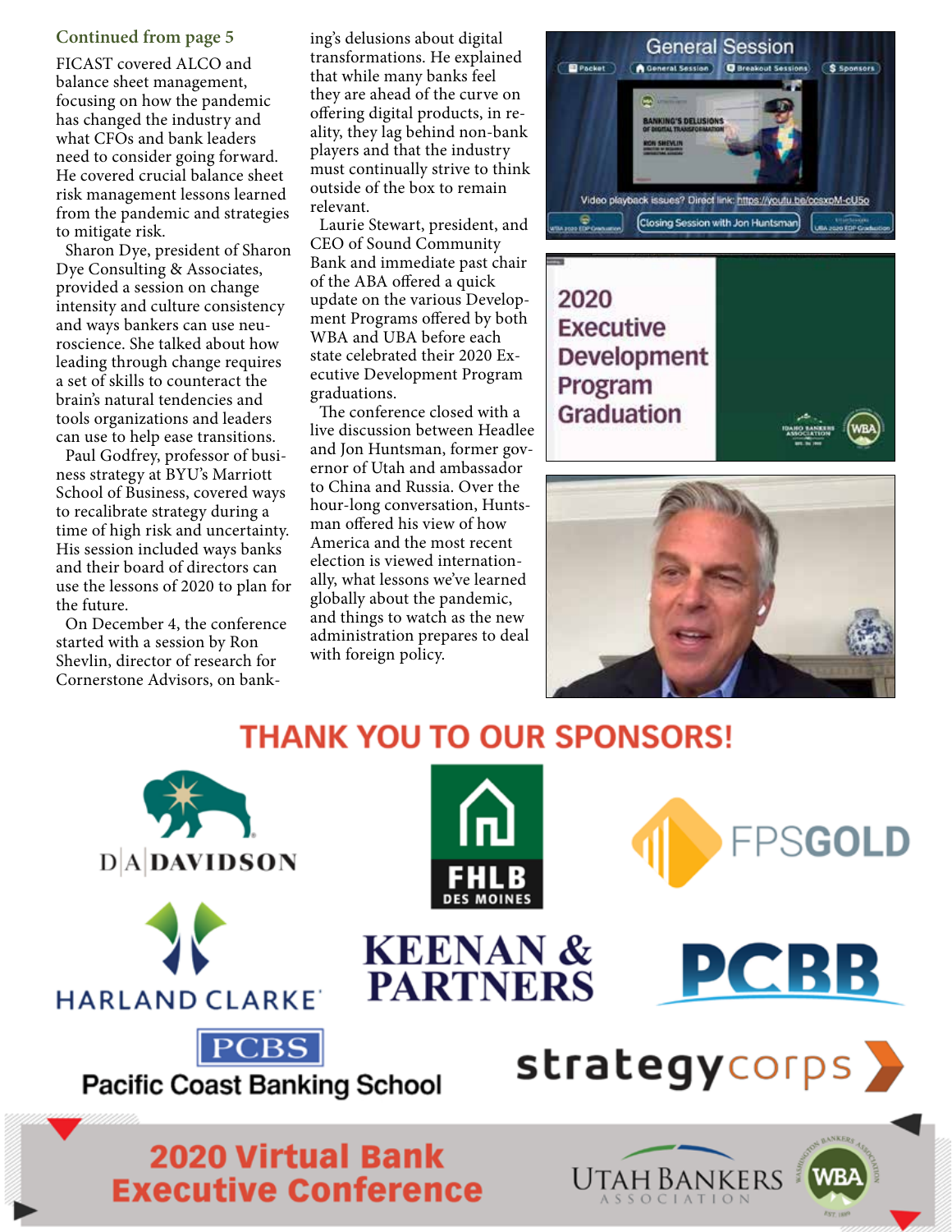**Continued from page 5**

FICAST covered ALCO and balance sheet management, focusing on how the pandemic has changed the industry and what CFOs and bank leaders need to consider going forward. He covered crucial balance sheet risk management lessons learned from the pandemic and strategies to mitigate risk.

Sharon Dye, president of Sharon Dye Consulting & Associates, provided a session on change intensity and culture consistency and ways bankers can use neuroscience. She talked about how leading through change requires a set of skills to counteract the brain's natural tendencies and tools organizations and leaders can use to help ease transitions.

Paul Godfrey, professor of business strategy at BYU's Marriott School of Business, covered ways to recalibrate strategy during a time of high risk and uncertainty. His session included ways banks and their board of directors can use the lessons of 2020 to plan for the future.

On December 4, the conference started with a session by Ron Shevlin, director of research for Cornerstone Advisors, on banking's delusions about digital transformations. He explained that while many banks feel they are ahead of the curve on offering digital products, in reality, they lag behind non-bank players and that the industry must continually strive to think outside of the box to remain relevant.

Laurie Stewart, president, and CEO of Sound Community Bank and immediate past chair of the ABA offered a quick update on the various Development Programs offered by both WBA and UBA before each state celebrated their 2020 Executive Development Program graduations.

The conference closed with a live discussion between Headlee and Jon Huntsman, former governor of Utah and ambassador to China and Russia. Over the hour-long conversation, Huntsman offered his view of how America and the most recent election is viewed internationally, what lessons we've learned globally about the pandemic, and things to watch as the new administration prepares to deal with foreign policy.

General Session

Packet | General Session | Breakout Sessions | Sponsors

BANKING'S DELUSIONS OF DIGITAL TRANSFORMATION

RON SHEVLIN

Video playback issues? Direct link: https://youtu.be/ccsxpM-cU5o

Closing Session with Jon Huntsman

2020 Executive Development Program Graduation

## THANK YOU TO OUR SPONSORS!

D.A. DAVIDSON

FHLB DES MOINES

FPSGOLD

HARLAND CLARKE

KEENAN & PARTNERS

PCBB

PCBS Pacific Coast Banking School

strategycorps

## 2020 Virtual Bank Executive Conference

UTAH BANKERS ASSOCIATION

WBA Washington Bankers Association EST. 1889